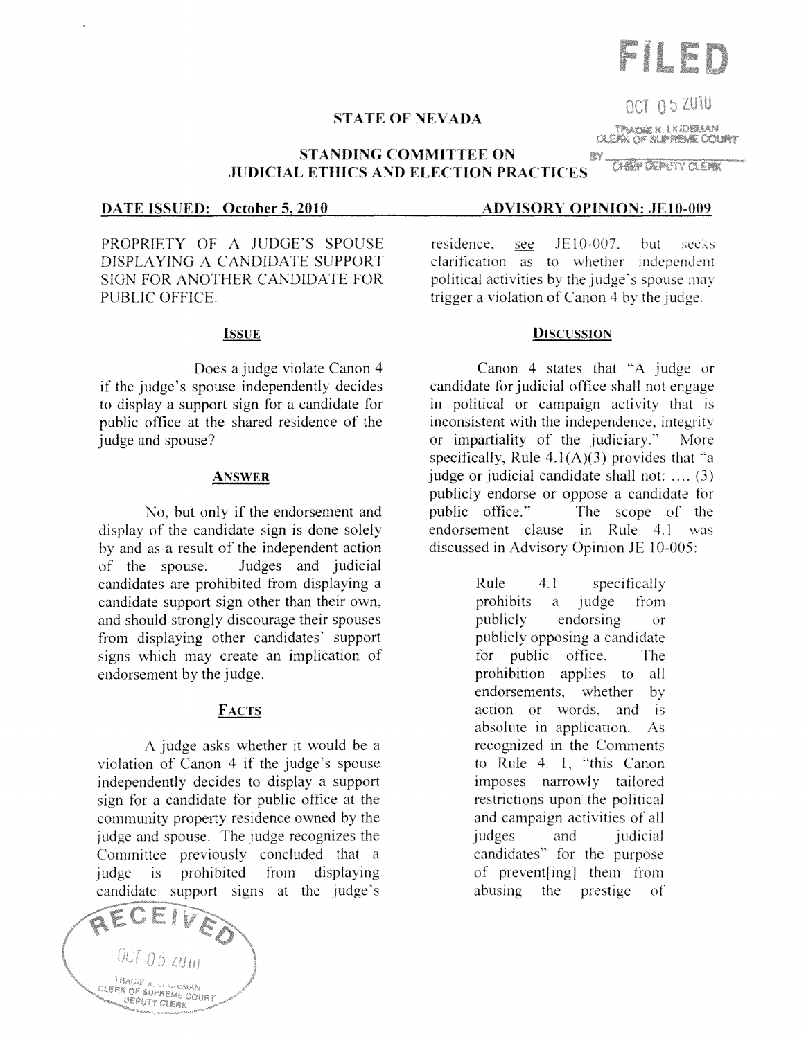# STATE OF NEVADA

## STANDING COMMITTEE ON JUDICIAL ETHICS AND ELECTION PRACTICES

**DATE ISSUED: October 5, 2010** **ADVISORY OPINION: JE10-009**

PROPRIETY OF A JUDGE'S SPOUSE DISPLAYING A CANDIDATE SUPPORT SIGN FOR ANOTHER CANDIDATE FOR PUBLIC OFFICE.

### ISSUE

Does a judge violate Canon 4 if the judge's spouse independently decides to display a support sign for a candidate for public office at the shared residence of the judge and spouse?

### ANSWER

No, but only if the endorsement and display of the candidate sign is done solely by and as a result of the independent action of the spouse. Judges and judicial candidates are prohibited from displaying a candidate support sign other than their own, and should strongly discourage their spouses from displaying other candidates' support signs which may create an implication of endorsement by the judge.

### FACTS

A judge asks whether it would be a violation of Canon 4 if the judge's spouse independently decides to display a support sign for a candidate for public office at the community property residence owned by the judge and spouse. The judge recognizes the Committee previously concluded that a judge is prohibited from displaying candidate support signs at the judge's residence, see JE10-007, but seeks clarification as to whether independent political activities by the judge's spouse may trigger a violation of Canon 4 by the judge.

### DISCUSSION

Canon 4 states that "A judge or candidate for judicial office shall not engage in political or campaign activity that is inconsistent with the independence, integrity or impartiality of the judiciary." More specifically, Rule 4.1(A)(3) provides that "a judge or judicial candidate shall not: .... (3) publicly endorse or oppose a candidate for public office." The scope of the endorsement clause in Rule 4.1 was discussed in Advisory Opinion JE 10-005:

> Rule 4.1 specifically prohibits a judge from publicly endorsing or publicly opposing a candidate for public office. The prohibition applies to all endorsements, whether by action or words, and is absolute in application. As recognized in the Comments to Rule 4. 1, "this Canon imposes narrowly tailored restrictions upon the political and campaign activities of all judges and judicial candidates" for the purpose of prevent[ing] them from abusing the prestige of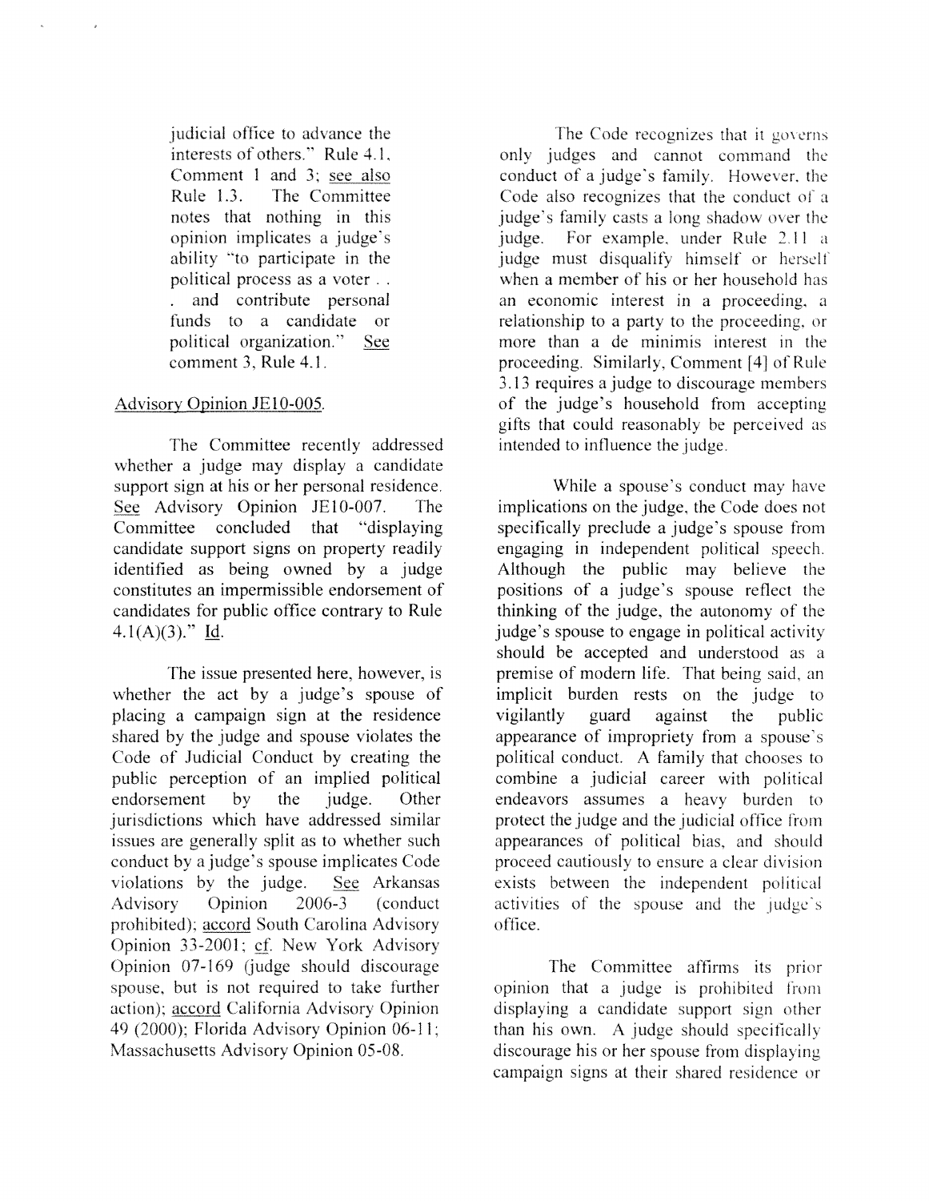judicial office to advance the interests of others." Rule 4.1, Comment 1 and 3; see also Rule 1.3. The Committee notes that nothing in this opinion implicates a judge's ability "to participate in the political process as a voter . . . and contribute personal funds to a candidate or political organization." See comment 3, Rule 4.1.

Advisory Opinion JE10-005.

The Committee recently addressed whether a judge may display a candidate support sign at his or her personal residence. See Advisory Opinion JE10-007. The Committee concluded that "displaying candidate support signs on property readily identified as being owned by a judge constitutes an impermissible endorsement of candidates for public office contrary to Rule 4.1(A)(3)." Id.

The issue presented here, however, is whether the act by a judge's spouse of placing a campaign sign at the residence shared by the judge and spouse violates the Code of Judicial Conduct by creating the public perception of an implied political endorsement by the judge. Other jurisdictions which have addressed similar issues are generally split as to whether such conduct by a judge's spouse implicates Code violations by the judge. See Arkansas Advisory Opinion 2006-3 (conduct prohibited); accord South Carolina Advisory Opinion 33-2001; cf. New York Advisory Opinion 07-169 (judge should discourage spouse, but is not required to take further action); accord California Advisory Opinion 49 (2000); Florida Advisory Opinion 06-11; Massachusetts Advisory Opinion 05-08.

The Code recognizes that it governs only judges and cannot command the conduct of a judge's family. However, the Code also recognizes that the conduct of a judge's family casts a long shadow over the judge. For example, under Rule 2.11 a judge must disqualify himself or herself when a member of his or her household has an economic interest in a proceeding, a relationship to a party to the proceeding, or more than a de minimis interest in the proceeding. Similarly, Comment [4] of Rule 3.13 requires a judge to discourage members of the judge's household from accepting gifts that could reasonably be perceived as intended to influence the judge.

While a spouse's conduct may have implications on the judge, the Code does not specifically preclude a judge's spouse from engaging in independent political speech. Although the public may believe the positions of a judge's spouse reflect the thinking of the judge, the autonomy of the judge's spouse to engage in political activity should be accepted and understood as a premise of modern life. That being said, an implicit burden rests on the judge to vigilantly guard against the public appearance of impropriety from a spouse's political conduct. A family that chooses to combine a judicial career with political endeavors assumes a heavy burden to protect the judge and the judicial office from appearances of political bias, and should proceed cautiously to ensure a clear division exists between the independent political activities of the spouse and the judge's office.

The Committee affirms its prior opinion that a judge is prohibited from displaying a candidate support sign other than his own. A judge should specifically discourage his or her spouse from displaying campaign signs at their shared residence or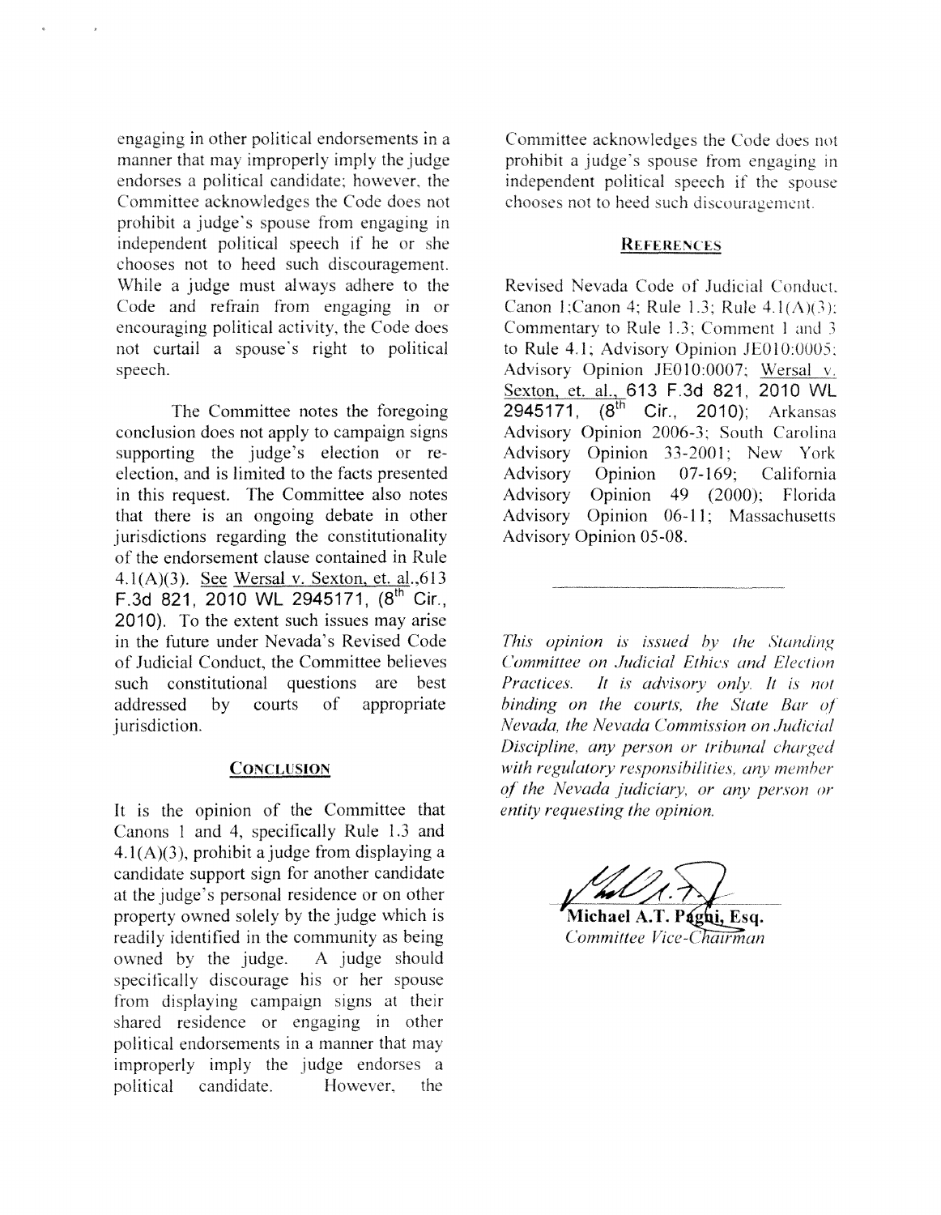engaging in other political endorsements in a manner that may improperly imply the judge endorses a political candidate; however, the Committee acknowledges the Code does not prohibit a judge's spouse from engaging in independent political speech if he or she chooses not to heed such discouragement. While a judge must always adhere to the Code and refrain from engaging in or encouraging political activity, the Code does not curtail a spouse's right to political speech.

The Committee notes the foregoing conclusion does not apply to campaign signs supporting the judge's election or re-election, and is limited to the facts presented in this request. The Committee also notes that there is an ongoing debate in other jurisdictions regarding the constitutionality of the endorsement clause contained in Rule 4.1(A)(3). See Wersal v. Sexton, et. al.,613 F.3d 821, 2010 WL 2945171, (8th Cir., 2010). To the extent such issues may arise in the future under Nevada's Revised Code of Judicial Conduct, the Committee believes such constitutional questions are best addressed by courts of appropriate jurisdiction.

## CONCLUSION

It is the opinion of the Committee that Canons 1 and 4, specifically Rule 1.3 and 4.1(A)(3), prohibit a judge from displaying a candidate support sign for another candidate at the judge's personal residence or on other property owned solely by the judge which is readily identified in the community as being owned by the judge. A judge should specifically discourage his or her spouse from displaying campaign signs at their shared residence or engaging in other political endorsements in a manner that may improperly imply the judge endorses a political candidate. However, the Committee acknowledges the Code does not prohibit a judge's spouse from engaging in independent political speech if the spouse chooses not to heed such discouragement.

## REFERENCES

Revised Nevada Code of Judicial Conduct, Canon 1;Canon 4; Rule 1.3; Rule 4.1(A)(3); Commentary to Rule 1.3; Comment 1 and 3 to Rule 4.1; Advisory Opinion JE010:0005; Advisory Opinion JE010:0007; Wersal v. Sexton, et. al., 613 F.3d 821, 2010 WL 2945171, (8th Cir., 2010); Arkansas Advisory Opinion 2006-3; South Carolina Advisory Opinion 33-2001; New York Advisory Opinion 07-169; California Advisory Opinion 49 (2000); Florida Advisory Opinion 06-11; Massachusetts Advisory Opinion 05-08.

---

*This opinion is issued by the Standing Committee on Judicial Ethics and Election Practices. It is advisory only. It is not binding on the courts, the State Bar of Nevada, the Nevada Commission on Judicial Discipline, any person or tribunal charged with regulatory responsibilities, any member of the Nevada judiciary, or any person or entity requesting the opinion.*

**Michael A.T. Pagni, Esq.**
*Committee Vice-Chairman*